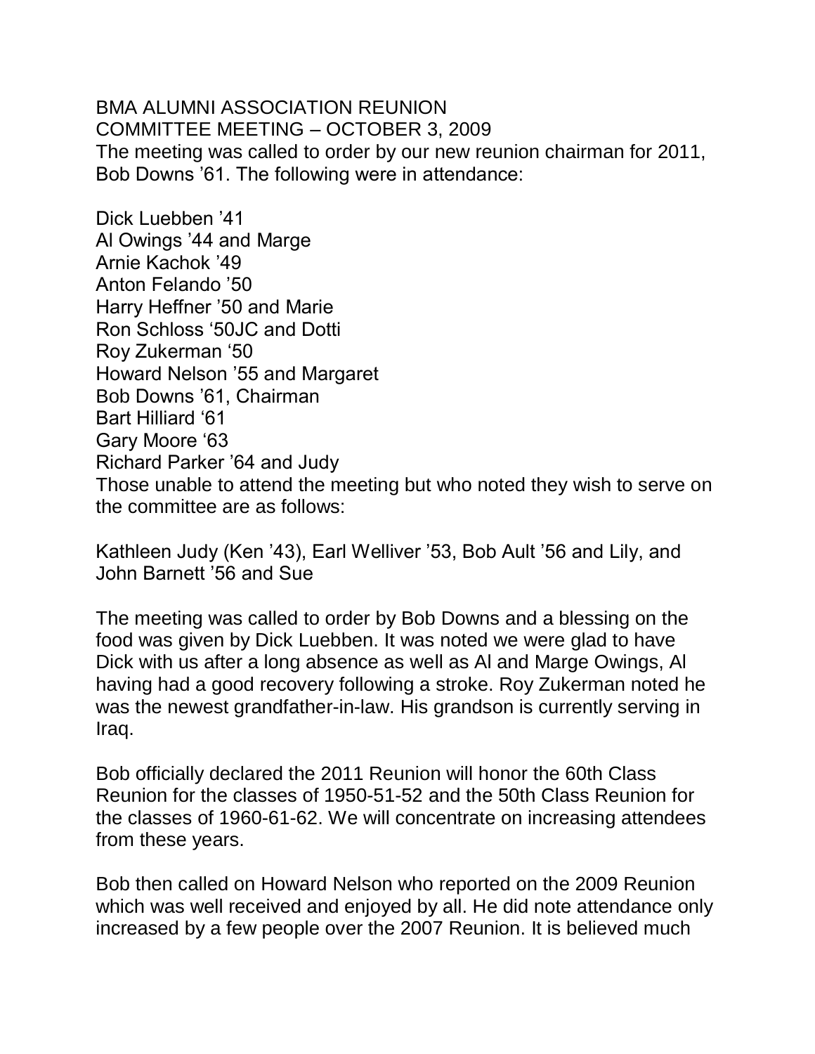BMA ALUMNI ASSOCIATION REUNION
COMMITTEE MEETING – OCTOBER 3, 2009

The meeting was called to order by our new reunion chairman for 2011, Bob Downs '61. The following were in attendance:

Dick Luebben '41
Al Owings '44 and Marge
Arnie Kachok '49
Anton Felando '50
Harry Heffner '50 and Marie
Ron Schloss '50JC and Dotti
Roy Zukerman '50
Howard Nelson '55 and Margaret
Bob Downs '61, Chairman
Bart Hilliard '61
Gary Moore '63
Richard Parker '64 and Judy

Those unable to attend the meeting but who noted they wish to serve on the committee are as follows:

Kathleen Judy (Ken '43), Earl Welliver '53, Bob Ault '56 and Lily, and John Barnett '56 and Sue

The meeting was called to order by Bob Downs and a blessing on the food was given by Dick Luebben. It was noted we were glad to have Dick with us after a long absence as well as Al and Marge Owings, Al having had a good recovery following a stroke. Roy Zukerman noted he was the newest grandfather-in-law. His grandson is currently serving in Iraq.

Bob officially declared the 2011 Reunion will honor the 60th Class Reunion for the classes of 1950-51-52 and the 50th Class Reunion for the classes of 1960-61-62. We will concentrate on increasing attendees from these years.

Bob then called on Howard Nelson who reported on the 2009 Reunion which was well received and enjoyed by all. He did note attendance only increased by a few people over the 2007 Reunion. It is believed much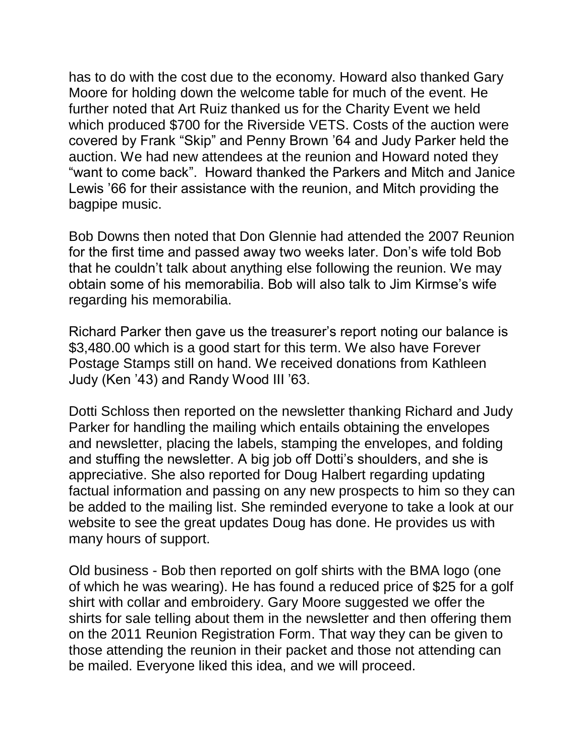has to do with the cost due to the economy. Howard also thanked Gary Moore for holding down the welcome table for much of the event. He further noted that Art Ruiz thanked us for the Charity Event we held which produced $700 for the Riverside VETS. Costs of the auction were covered by Frank “Skip” and Penny Brown ’64 and Judy Parker held the auction. We had new attendees at the reunion and Howard noted they “want to come back”. Howard thanked the Parkers and Mitch and Janice Lewis ’66 for their assistance with the reunion, and Mitch providing the bagpipe music.

Bob Downs then noted that Don Glennie had attended the 2007 Reunion for the first time and passed away two weeks later. Don’s wife told Bob that he couldn’t talk about anything else following the reunion. We may obtain some of his memorabilia. Bob will also talk to Jim Kirmse’s wife regarding his memorabilia.

Richard Parker then gave us the treasurer’s report noting our balance is $3,480.00 which is a good start for this term. We also have Forever Postage Stamps still on hand. We received donations from Kathleen Judy (Ken ’43) and Randy Wood III ’63.

Dotti Schloss then reported on the newsletter thanking Richard and Judy Parker for handling the mailing which entails obtaining the envelopes and newsletter, placing the labels, stamping the envelopes, and folding and stuffing the newsletter. A big job off Dotti’s shoulders, and she is appreciative. She also reported for Doug Halbert regarding updating factual information and passing on any new prospects to him so they can be added to the mailing list. She reminded everyone to take a look at our website to see the great updates Doug has done. He provides us with many hours of support.

Old business - Bob then reported on golf shirts with the BMA logo (one of which he was wearing). He has found a reduced price of $25 for a golf shirt with collar and embroidery. Gary Moore suggested we offer the shirts for sale telling about them in the newsletter and then offering them on the 2011 Reunion Registration Form. That way they can be given to those attending the reunion in their packet and those not attending can be mailed. Everyone liked this idea, and we will proceed.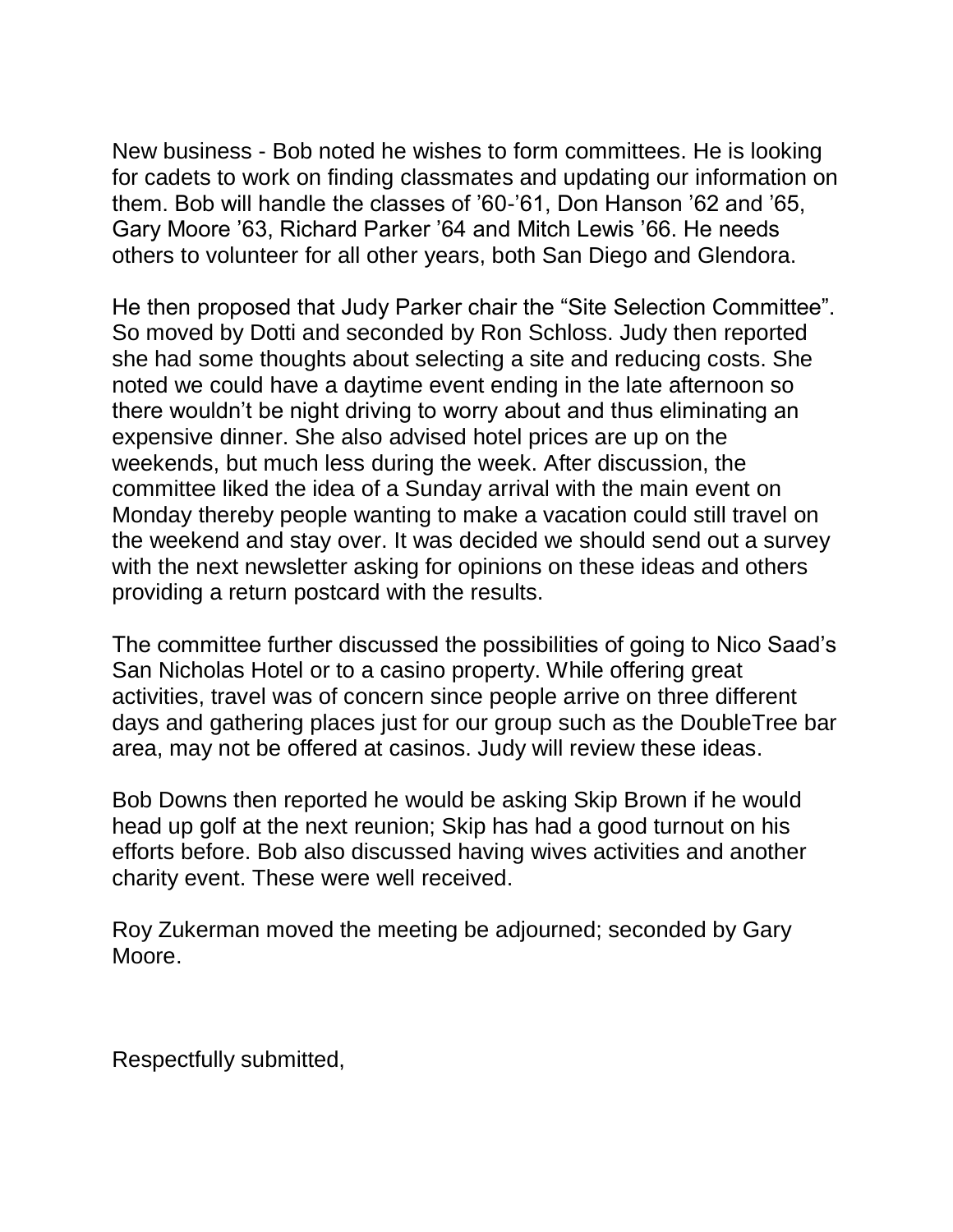New business - Bob noted he wishes to form committees. He is looking for cadets to work on finding classmates and updating our information on them. Bob will handle the classes of ’60-’61, Don Hanson ’62 and ’65, Gary Moore ’63, Richard Parker ’64 and Mitch Lewis ’66. He needs others to volunteer for all other years, both San Diego and Glendora.

He then proposed that Judy Parker chair the “Site Selection Committee”. So moved by Dotti and seconded by Ron Schloss. Judy then reported she had some thoughts about selecting a site and reducing costs. She noted we could have a daytime event ending in the late afternoon so there wouldn’t be night driving to worry about and thus eliminating an expensive dinner. She also advised hotel prices are up on the weekends, but much less during the week. After discussion, the committee liked the idea of a Sunday arrival with the main event on Monday thereby people wanting to make a vacation could still travel on the weekend and stay over. It was decided we should send out a survey with the next newsletter asking for opinions on these ideas and others providing a return postcard with the results.

The committee further discussed the possibilities of going to Nico Saad’s San Nicholas Hotel or to a casino property. While offering great activities, travel was of concern since people arrive on three different days and gathering places just for our group such as the DoubleTree bar area, may not be offered at casinos. Judy will review these ideas.

Bob Downs then reported he would be asking Skip Brown if he would head up golf at the next reunion; Skip has had a good turnout on his efforts before. Bob also discussed having wives activities and another charity event. These were well received.

Roy Zukerman moved the meeting be adjourned; seconded by Gary Moore.

Respectfully submitted,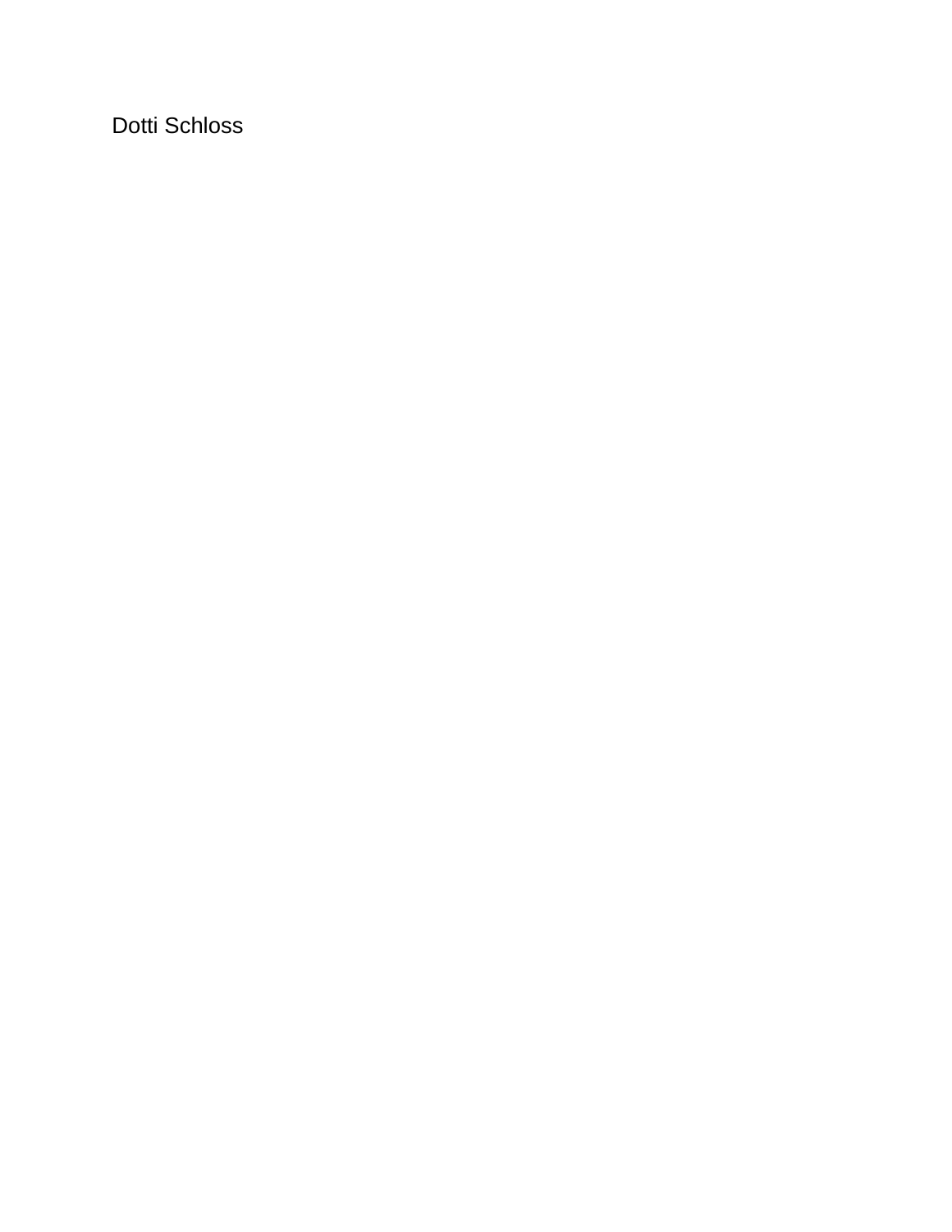Dotti Schloss